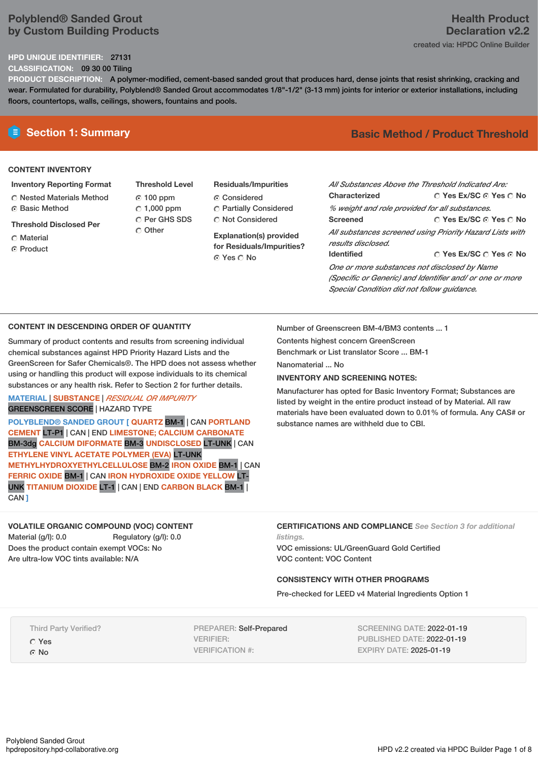# Polyblend® Sanded Grout by Custom Building Products

**Health Product Declaration v2.2**

created via: HPDC Online Builder

**HPD UNIQUE IDENTIFIER:** 27131

**CLASSIFICATION:** 09 30 00 Tiling

**PRODUCT DESCRIPTION:** A polymer-modified, cement-based sanded grout that produces hard, dense joints that resist shrinking, cracking and wear. Formulated for durability, Polyblend® Sanded Grout accommodates 1/8"-1/2" (3-13 mm) joints for interior or exterior installations, including floors, countertops, walls, ceilings, showers, fountains and pools.

## Section 1: Summary

**Basic Method / Product Threshold**

### CONTENT INVENTORY

**Inventory Reporting Format**
- ○ Nested Materials Method
- ◉ Basic Method

**Threshold Disclosed Per**
- ○ Material
- ◉ Product

**Threshold Level**
- ◉ 100 ppm
- ○ 1,000 ppm
- ○ Per GHS SDS
- ○ Other

**Residuals/Impurities**
- ◉ Considered
- ○ Partially Considered
- ○ Not Considered

**Explanation(s) provided for Residuals/Impurities?**
◉ Yes ○ No

*All Substances Above the Threshold Indicated Are:*

**Characterized** ○ Yes Ex/SC ◉ Yes ○ No
*% weight and role provided for all substances.*

**Screened** ○ Yes Ex/SC ◉ Yes ○ No
*All substances screened using Priority Hazard Lists with results disclosed.*

**Identified** ○ Yes Ex/SC ○ Yes ◉ No
*One or more substances not disclosed by Name (Specific or Generic) and Identifier and/ or one or more Special Condition did not follow guidance.*

### CONTENT IN DESCENDING ORDER OF QUANTITY

Summary of product contents and results from screening individual chemical substances against HPD Priority Hazard Lists and the GreenScreen for Safer Chemicals®. The HPD does not assess whether using or handling this product will expose individuals to its chemical substances or any health risk. Refer to Section 2 for further details.

MATERIAL | SUBSTANCE | *RESIDUAL OR IMPURITY*
GREENSCREEN SCORE | HAZARD TYPE

POLYBLEND® SANDED GROUT [ QUARTZ BM-1 | CAN PORTLAND CEMENT LT-P1 | CAN | END LIMESTONE; CALCIUM CARBONATE BM-3dg CALCIUM DIFORMATE BM-3 UNDISCLOSED LT-UNK | CAN ETHYLENE VINYL ACETATE POLYMER (EVA) LT-UNK METHYLHYDROXYETHYLCELLULOSE BM-2 IRON OXIDE BM-1 | CAN FERRIC OXIDE BM-1 | CAN IRON HYDROXIDE OXIDE YELLOW LT-UNK TITANIUM DIOXIDE LT-1 | CAN | END CARBON BLACK BM-1 | CAN ]

Number of Greenscreen BM-4/BM3 contents ... 1

Contents highest concern GreenScreen Benchmark or List translator Score ... BM-1

Nanomaterial ... No

**INVENTORY AND SCREENING NOTES:**

Manufacturer has opted for Basic Inventory Format; Substances are listed by weight in the entire product instead of by Material. All raw materials have been evaluated down to 0.01% of formula. Any CAS# or substance names are withheld due to CBI.

### VOLATILE ORGANIC COMPOUND (VOC) CONTENT

Material (g/l): 0.0 Regulatory (g/l): 0.0
Does the product contain exempt VOCs: No
Are ultra-low VOC tints available: N/A

### CERTIFICATIONS AND COMPLIANCE *See Section 3 for additional listings.*

VOC emissions: UL/GreenGuard Gold Certified
VOC content: VOC Content

### CONSISTENCY WITH OTHER PROGRAMS

Pre-checked for LEED v4 Material Ingredients Option 1

Third Party Verified?
- ○ Yes
- ◉ No

PREPARER: Self-Prepared
VERIFIER:
VERIFICATION #:

SCREENING DATE: 2022-01-19
PUBLISHED DATE: 2022-01-19
EXPIRY DATE: 2025-01-19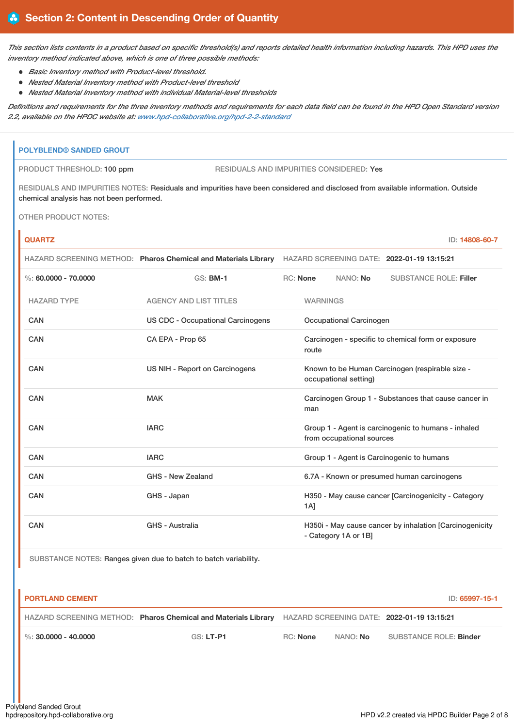## Section 2: Content in Descending Order of Quantity

*This section lists contents in a product based on specific threshold(s) and reports detailed health information including hazards. This HPD uses the inventory method indicated above, which is one of three possible methods:*

- *Basic Inventory method with Product-level threshold.*
- *Nested Material Inventory method with Product-level threshold*
- *Nested Material Inventory method with individual Material-level thresholds*

*Definitions and requirements for the three inventory methods and requirements for each data field can be found in the HPD Open Standard version 2.2, available on the HPDC website at: www.hpd-collaborative.org/hpd-2-2-standard*

### POLYBLEND® SANDED GROUT

PRODUCT THRESHOLD: 100 ppm

RESIDUALS AND IMPURITIES CONSIDERED: Yes

RESIDUALS AND IMPURITIES NOTES: Residuals and impurities have been considered and disclosed from available information. Outside chemical analysis has not been performed.

OTHER PRODUCT NOTES:

#### QUARTZ

ID: 14808-60-7

HAZARD SCREENING METHOD: **Pharos Chemical and Materials Library** HAZARD SCREENING DATE: **2022-01-19 13:15:21**

%: **60.0000 - 70.0000** GS: **BM-1** RC: **None** NANO: **No** SUBSTANCE ROLE: **Filler**

| HAZARD TYPE | AGENCY AND LIST TITLES | WARNINGS |
|---|---|---|
| CAN | US CDC - Occupational Carcinogens | Occupational Carcinogen |
| CAN | CA EPA - Prop 65 | Carcinogen - specific to chemical form or exposure route |
| CAN | US NIH - Report on Carcinogens | Known to be Human Carcinogen (respirable size - occupational setting) |
| CAN | MAK | Carcinogen Group 1 - Substances that cause cancer in man |
| CAN | IARC | Group 1 - Agent is carcinogenic to humans - inhaled from occupational sources |
| CAN | IARC | Group 1 - Agent is Carcinogenic to humans |
| CAN | GHS - New Zealand | 6.7A - Known or presumed human carcinogens |
| CAN | GHS - Japan | H350 - May cause cancer [Carcinogenicity - Category 1A] |
| CAN | GHS - Australia | H350i - May cause cancer by inhalation [Carcinogenicity - Category 1A or 1B] |

SUBSTANCE NOTES: Ranges given due to batch to batch variability.

#### PORTLAND CEMENT

ID: 65997-15-1

HAZARD SCREENING METHOD: **Pharos Chemical and Materials Library** HAZARD SCREENING DATE: **2022-01-19 13:15:21**

%: **30.0000 - 40.0000** GS: **LT-P1** RC: **None** NANO: **No** SUBSTANCE ROLE: **Binder**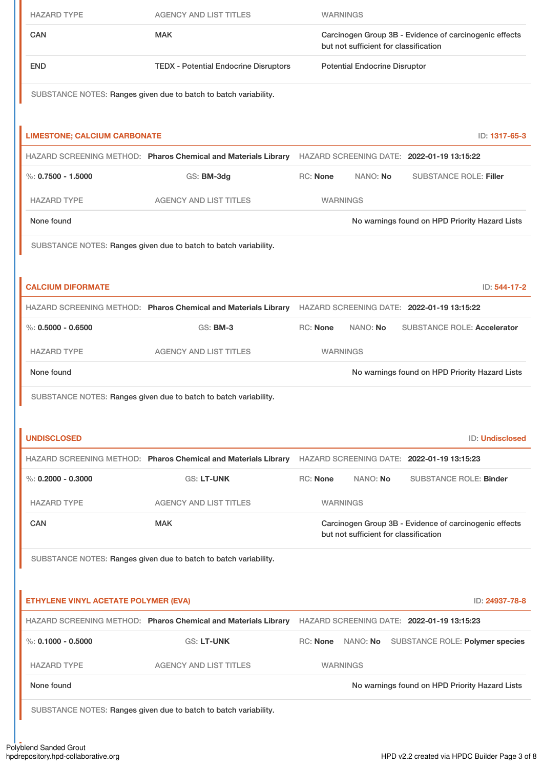| HAZARD TYPE | AGENCY AND LIST TITLES | WARNINGS |
|---|---|---|
| CAN | MAK | Carcinogen Group 3B - Evidence of carcinogenic effects but not sufficient for classification |
| END | TEDX - Potential Endocrine Disruptors | Potential Endocrine Disruptor |

SUBSTANCE NOTES: Ranges given due to batch to batch variability.

### LIMESTONE; CALCIUM CARBONATE

ID: 1317-65-3

HAZARD SCREENING METHOD: **Pharos Chemical and Materials Library** HAZARD SCREENING DATE: **2022-01-19 13:15:22**

%: **0.7500 - 1.5000** GS: **BM-3dg** RC: **None** NANO: **No** SUBSTANCE ROLE: **Filler**

| HAZARD TYPE | AGENCY AND LIST TITLES | WARNINGS |
|---|---|---|
| None found | | No warnings found on HPD Priority Hazard Lists |

SUBSTANCE NOTES: Ranges given due to batch to batch variability.

### CALCIUM DIFORMATE

ID: 544-17-2

HAZARD SCREENING METHOD: **Pharos Chemical and Materials Library** HAZARD SCREENING DATE: **2022-01-19 13:15:22**

%: **0.5000 - 0.6500** GS: **BM-3** RC: **None** NANO: **No** SUBSTANCE ROLE: **Accelerator**

| HAZARD TYPE | AGENCY AND LIST TITLES | WARNINGS |
|---|---|---|
| None found | | No warnings found on HPD Priority Hazard Lists |

SUBSTANCE NOTES: Ranges given due to batch to batch variability.

### UNDISCLOSED

ID: Undisclosed

HAZARD SCREENING METHOD: **Pharos Chemical and Materials Library** HAZARD SCREENING DATE: **2022-01-19 13:15:23**

%: **0.2000 - 0.3000** GS: **LT-UNK** RC: **None** NANO: **No** SUBSTANCE ROLE: **Binder**

| HAZARD TYPE | AGENCY AND LIST TITLES | WARNINGS |
|---|---|---|
| CAN | MAK | Carcinogen Group 3B - Evidence of carcinogenic effects but not sufficient for classification |

SUBSTANCE NOTES: Ranges given due to batch to batch variability.

### ETHYLENE VINYL ACETATE POLYMER (EVA)

ID: 24937-78-8

HAZARD SCREENING METHOD: **Pharos Chemical and Materials Library** HAZARD SCREENING DATE: **2022-01-19 13:15:23**

%: **0.1000 - 0.5000** GS: **LT-UNK** RC: **None** NANO: **No** SUBSTANCE ROLE: **Polymer species**

| HAZARD TYPE | AGENCY AND LIST TITLES | WARNINGS |
|---|---|---|
| None found | | No warnings found on HPD Priority Hazard Lists |

SUBSTANCE NOTES: Ranges given due to batch to batch variability.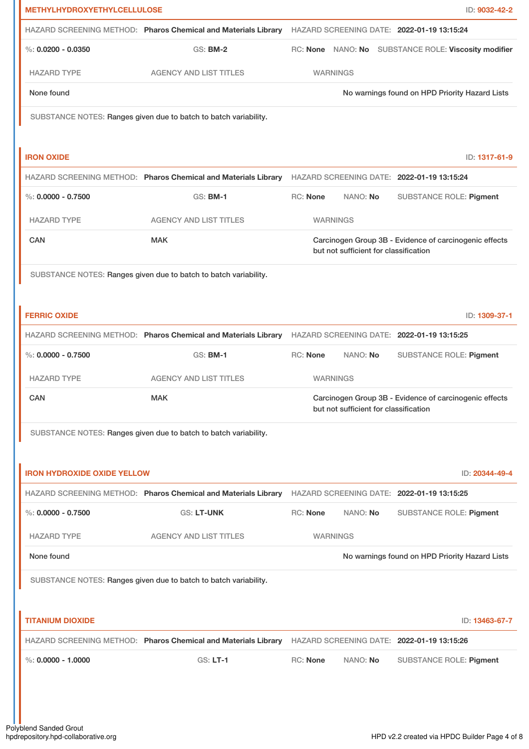**METHYLHYDROXYETHYLCELLULOSE** ID: **9032-42-2**

HAZARD SCREENING METHOD: **Pharos Chemical and Materials Library** HAZARD SCREENING DATE: **2022-01-19 13:15:24**

%: **0.0200 - 0.0350** GS: **BM-2** RC: **None** NANO: **No** SUBSTANCE ROLE: **Viscosity modifier**

| HAZARD TYPE | AGENCY AND LIST TITLES | WARNINGS |
|---|---|---|
| None found | | No warnings found on HPD Priority Hazard Lists |

SUBSTANCE NOTES: Ranges given due to batch to batch variability.

**IRON OXIDE** ID: **1317-61-9**

HAZARD SCREENING METHOD: **Pharos Chemical and Materials Library** HAZARD SCREENING DATE: **2022-01-19 13:15:24**

%: **0.0000 - 0.7500** GS: **BM-1** RC: **None** NANO: **No** SUBSTANCE ROLE: **Pigment**

| HAZARD TYPE | AGENCY AND LIST TITLES | WARNINGS |
|---|---|---|
| CAN | MAK | Carcinogen Group 3B - Evidence of carcinogenic effects but not sufficient for classification |

SUBSTANCE NOTES: Ranges given due to batch to batch variability.

**FERRIC OXIDE** ID: **1309-37-1**

HAZARD SCREENING METHOD: **Pharos Chemical and Materials Library** HAZARD SCREENING DATE: **2022-01-19 13:15:25**

%: **0.0000 - 0.7500** GS: **BM-1** RC: **None** NANO: **No** SUBSTANCE ROLE: **Pigment**

| HAZARD TYPE | AGENCY AND LIST TITLES | WARNINGS |
|---|---|---|
| CAN | MAK | Carcinogen Group 3B - Evidence of carcinogenic effects but not sufficient for classification |

SUBSTANCE NOTES: Ranges given due to batch to batch variability.

**IRON HYDROXIDE OXIDE YELLOW** ID: **20344-49-4**

HAZARD SCREENING METHOD: **Pharos Chemical and Materials Library** HAZARD SCREENING DATE: **2022-01-19 13:15:25**

%: **0.0000 - 0.7500** GS: **LT-UNK** RC: **None** NANO: **No** SUBSTANCE ROLE: **Pigment**

| HAZARD TYPE | AGENCY AND LIST TITLES | WARNINGS |
|---|---|---|
| None found | | No warnings found on HPD Priority Hazard Lists |

SUBSTANCE NOTES: Ranges given due to batch to batch variability.

**TITANIUM DIOXIDE** ID: **13463-67-7**

HAZARD SCREENING METHOD: **Pharos Chemical and Materials Library** HAZARD SCREENING DATE: **2022-01-19 13:15:26**

%: **0.0000 - 1.0000** GS: **LT-1** RC: **None** NANO: **No** SUBSTANCE ROLE: **Pigment**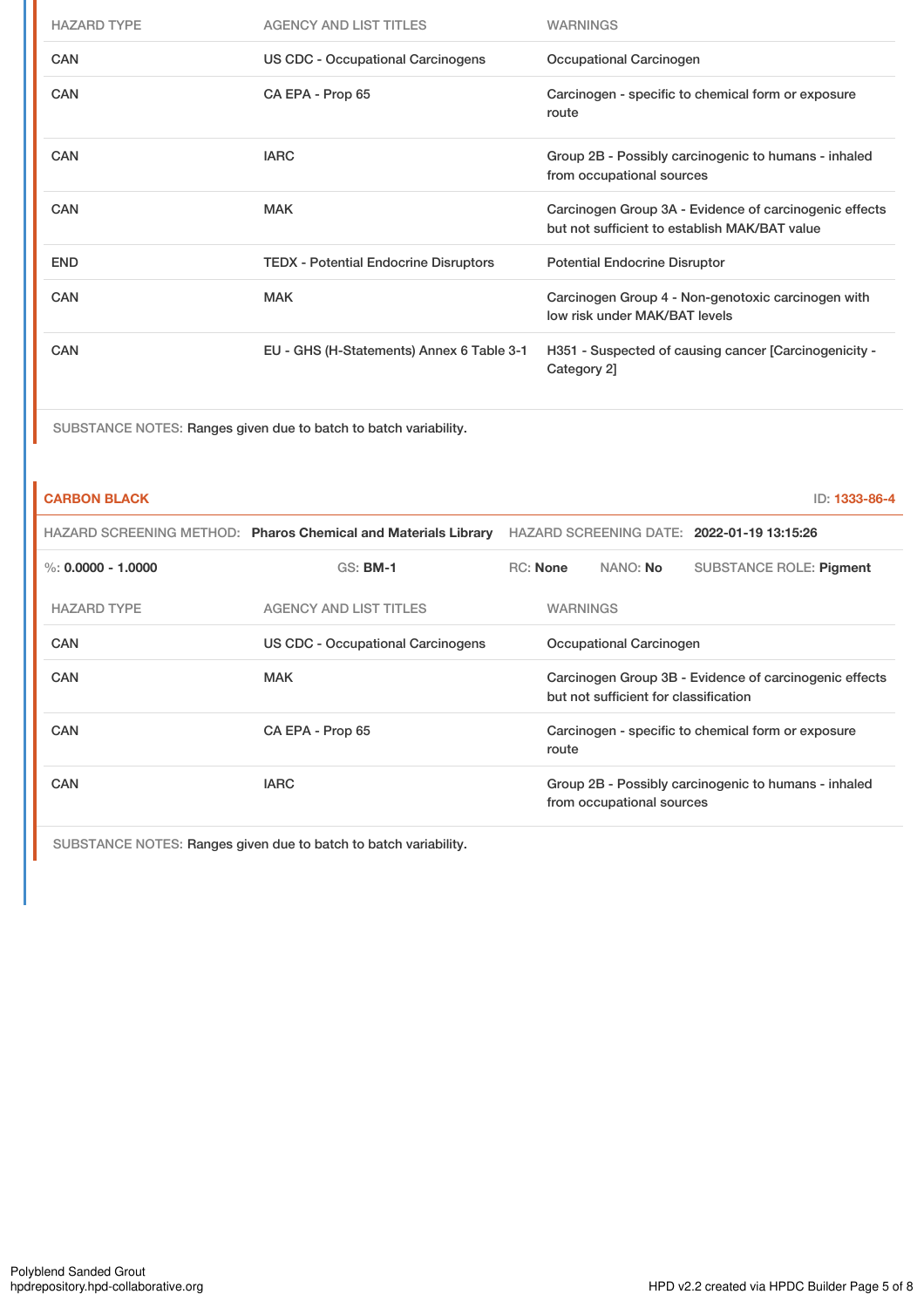| HAZARD TYPE | AGENCY AND LIST TITLES | WARNINGS |
|---|---|---|
| CAN | US CDC - Occupational Carcinogens | Occupational Carcinogen |
| CAN | CA EPA - Prop 65 | Carcinogen - specific to chemical form or exposure route |
| CAN | IARC | Group 2B - Possibly carcinogenic to humans - inhaled from occupational sources |
| CAN | MAK | Carcinogen Group 3A - Evidence of carcinogenic effects but not sufficient to establish MAK/BAT value |
| END | TEDX - Potential Endocrine Disruptors | Potential Endocrine Disruptor |
| CAN | MAK | Carcinogen Group 4 - Non-genotoxic carcinogen with low risk under MAK/BAT levels |
| CAN | EU - GHS (H-Statements) Annex 6 Table 3-1 | H351 - Suspected of causing cancer [Carcinogenicity - Category 2] |

SUBSTANCE NOTES: Ranges given due to batch to batch variability.

**CARBON BLACK** ID: 1333-86-4

HAZARD SCREENING METHOD: **Pharos Chemical and Materials Library** HAZARD SCREENING DATE: **2022-01-19 13:15:26**

%: **0.0000 - 1.0000** GS: **BM-1** RC: **None** NANO: **No** SUBSTANCE ROLE: **Pigment**

| HAZARD TYPE | AGENCY AND LIST TITLES | WARNINGS |
|---|---|---|
| CAN | US CDC - Occupational Carcinogens | Occupational Carcinogen |
| CAN | MAK | Carcinogen Group 3B - Evidence of carcinogenic effects but not sufficient for classification |
| CAN | CA EPA - Prop 65 | Carcinogen - specific to chemical form or exposure route |
| CAN | IARC | Group 2B - Possibly carcinogenic to humans - inhaled from occupational sources |

SUBSTANCE NOTES: Ranges given due to batch to batch variability.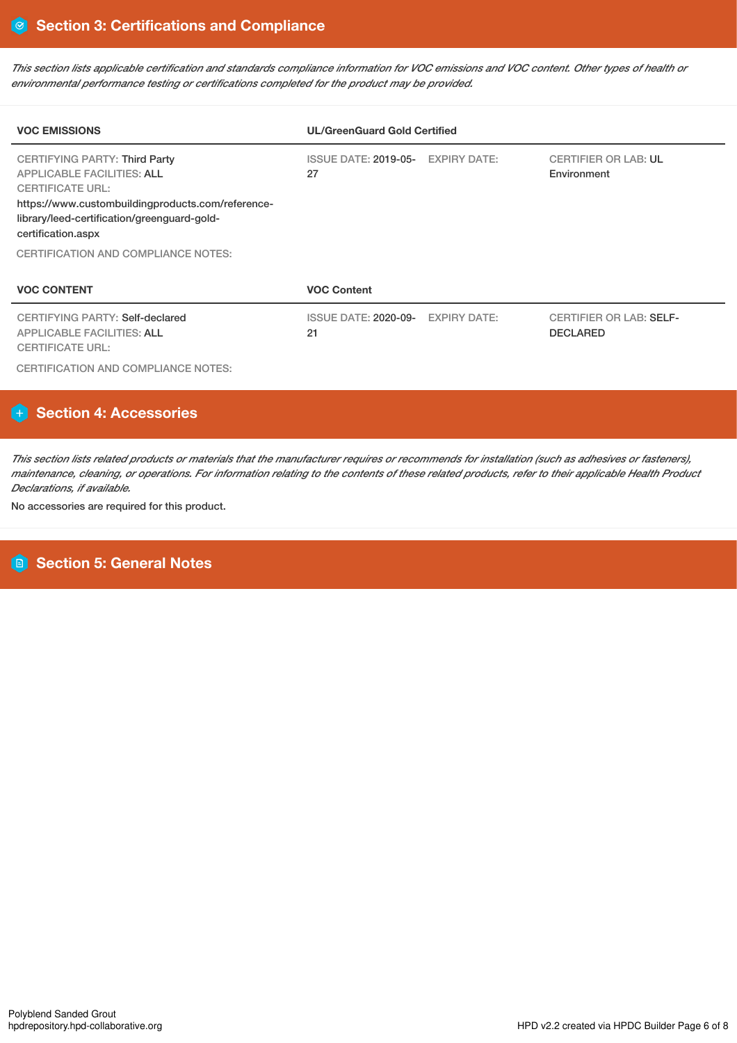## Section 3: Certifications and Compliance

*This section lists applicable certification and standards compliance information for VOC emissions and VOC content. Other types of health or environmental performance testing or certifications completed for the product may be provided.*

| **VOC EMISSIONS** | **UL/GreenGuard Gold Certified** | | |
|---|---|---|---|
| CERTIFYING PARTY: Third Party<br>APPLICABLE FACILITIES: ALL<br>CERTIFICATE URL:<br>https://www.custombuildingproducts.com/reference-library/leed-certification/greenguard-gold-certification.aspx | ISSUE DATE: 2019-05-27 | EXPIRY DATE: | CERTIFIER OR LAB: UL Environment |

CERTIFICATION AND COMPLIANCE NOTES:

| **VOC CONTENT** | **VOC Content** | | |
|---|---|---|---|
| CERTIFYING PARTY: Self-declared<br>APPLICABLE FACILITIES: ALL<br>CERTIFICATE URL: | ISSUE DATE: 2020-09-21 | EXPIRY DATE: | CERTIFIER OR LAB: SELF-DECLARED |

CERTIFICATION AND COMPLIANCE NOTES:

## Section 4: Accessories

*This section lists related products or materials that the manufacturer requires or recommends for installation (such as adhesives or fasteners), maintenance, cleaning, or operations. For information relating to the contents of these related products, refer to their applicable Health Product Declarations, if available.*

No accessories are required for this product.

## Section 5: General Notes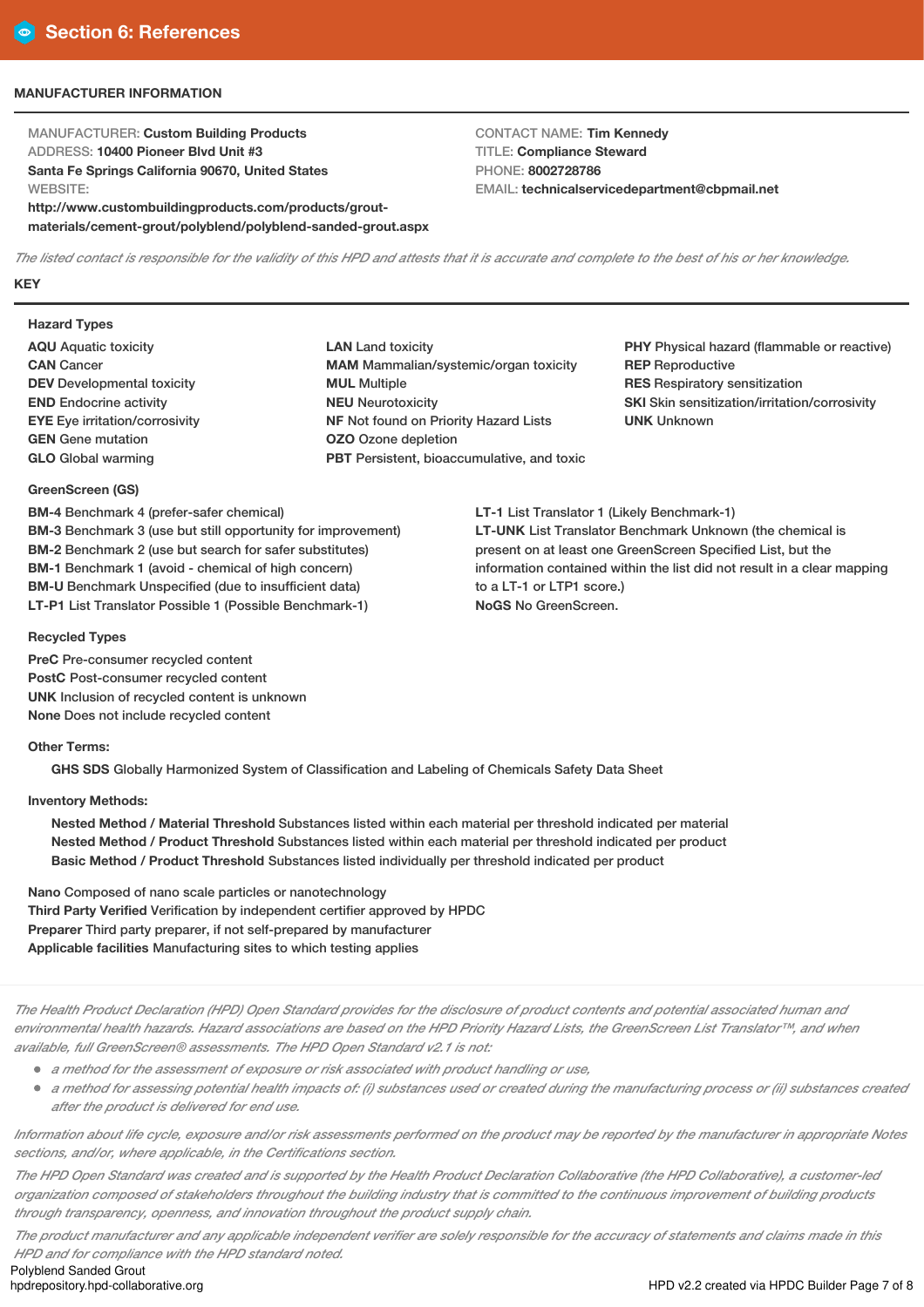## Section 6: References

### MANUFACTURER INFORMATION

MANUFACTURER: **Custom Building Products**
ADDRESS: **10400 Pioneer Blvd Unit #3**
**Santa Fe Springs California 90670, United States**
WEBSITE:
**http://www.custombuildingproducts.com/products/grout-materials/cement-grout/polyblend/polyblend-sanded-grout.aspx**

CONTACT NAME: **Tim Kennedy**
TITLE: **Compliance Steward**
PHONE: **8002728786**
EMAIL: **technicalservicedepartment@cbpmail.net**

*The listed contact is responsible for the validity of this HPD and attests that it is accurate and complete to the best of his or her knowledge.*

### KEY

**Hazard Types**

**AQU** Aquatic toxicity
**CAN** Cancer
**DEV** Developmental toxicity
**END** Endocrine activity
**EYE** Eye irritation/corrosivity
**GEN** Gene mutation
**GLO** Global warming
**LAN** Land toxicity
**MAM** Mammalian/systemic/organ toxicity
**MUL** Multiple
**NEU** Neurotoxicity
**NF** Not found on Priority Hazard Lists
**OZO** Ozone depletion
**PBT** Persistent, bioaccumulative, and toxic
**PHY** Physical hazard (flammable or reactive)
**REP** Reproductive
**RES** Respiratory sensitization
**SKI** Skin sensitization/irritation/corrosivity
**UNK** Unknown

**GreenScreen (GS)**

**BM-4** Benchmark 4 (prefer-safer chemical)
**BM-3** Benchmark 3 (use but still opportunity for improvement)
**BM-2** Benchmark 2 (use but search for safer substitutes)
**BM-1** Benchmark 1 (avoid - chemical of high concern)
**BM-U** Benchmark Unspecified (due to insufficient data)
**LT-P1** List Translator Possible 1 (Possible Benchmark-1)
**LT-1** List Translator 1 (Likely Benchmark-1)
**LT-UNK** List Translator Benchmark Unknown (the chemical is present on at least one GreenScreen Specified List, but the information contained within the list did not result in a clear mapping to a LT-1 or LTP1 score.)
**NoGS** No GreenScreen.

**Recycled Types**

**PreC** Pre-consumer recycled content
**PostC** Post-consumer recycled content
**UNK** Inclusion of recycled content is unknown
**None** Does not include recycled content

**Other Terms:**

**GHS SDS** Globally Harmonized System of Classification and Labeling of Chemicals Safety Data Sheet

**Inventory Methods:**

**Nested Method / Material Threshold** Substances listed within each material per threshold indicated per material
**Nested Method / Product Threshold** Substances listed within each material per threshold indicated per product
**Basic Method / Product Threshold** Substances listed individually per threshold indicated per product

**Nano** Composed of nano scale particles or nanotechnology
**Third Party Verified** Verification by independent certifier approved by HPDC
**Preparer** Third party preparer, if not self-prepared by manufacturer
**Applicable facilities** Manufacturing sites to which testing applies

*The Health Product Declaration (HPD) Open Standard provides for the disclosure of product contents and potential associated human and environmental health hazards. Hazard associations are based on the HPD Priority Hazard Lists, the GreenScreen List Translator™, and when available, full GreenScreen® assessments. The HPD Open Standard v2.1 is not:*

- *a method for the assessment of exposure or risk associated with product handling or use,*
- *a method for assessing potential health impacts of: (i) substances used or created during the manufacturing process or (ii) substances created after the product is delivered for end use.*

*Information about life cycle, exposure and/or risk assessments performed on the product may be reported by the manufacturer in appropriate Notes sections, and/or, where applicable, in the Certifications section.*

*The HPD Open Standard was created and is supported by the Health Product Declaration Collaborative (the HPD Collaborative), a customer-led organization composed of stakeholders throughout the building industry that is committed to the continuous improvement of building products through transparency, openness, and innovation throughout the product supply chain.*

*The product manufacturer and any applicable independent verifier are solely responsible for the accuracy of statements and claims made in this HPD and for compliance with the HPD standard noted.*